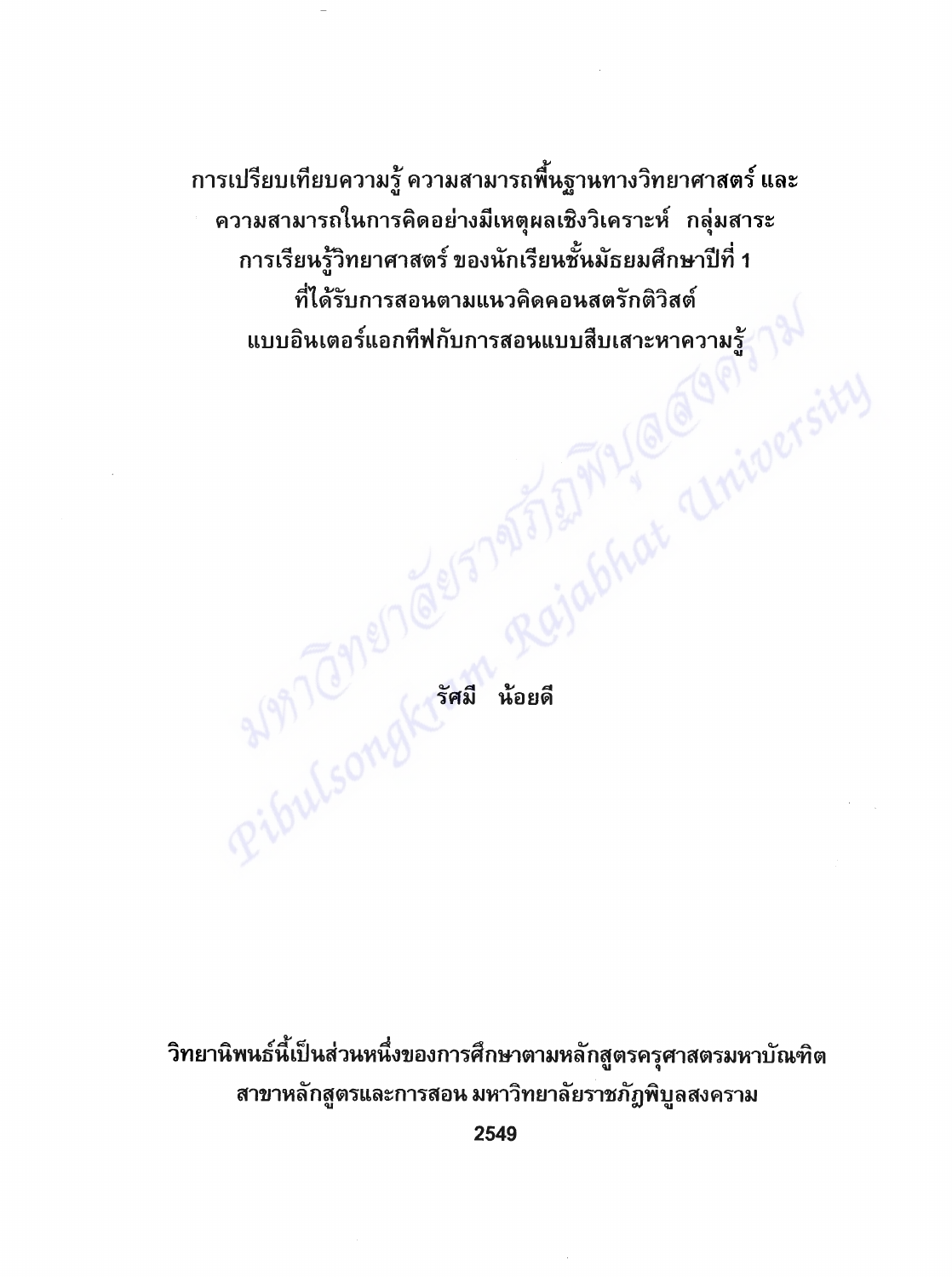# การเปรียบเทียบความรู้ ความสามารถพื้นฐานทางวิทยาศาสตร์ และความสามารถในการคิดอย่างมีเหตุผลเชิงวิเคราะห์ กลุ่มสาระการเรียนรู้วิทยาศาสตร์ ของนักเรียนชั้นมัธยมศึกษาปีที่ 1 ที่ได้รับการสอนตามแนวคิดคอนสตรักติวิสต์แบบอินเตอร์แอกทีฟกับการสอนแบบสืบเสาะหาความรู้

**รัศมี น้อยดี**

**วิทยานิพนธ์นี้เป็นส่วนหนึ่งของการศึกษาตามหลักสูตรครุศาสตรมหาบัณฑิต**
**สาขาหลักสูตรและการสอน มหาวิทยาลัยราชภัฏพิบูลสงคราม**
**2549**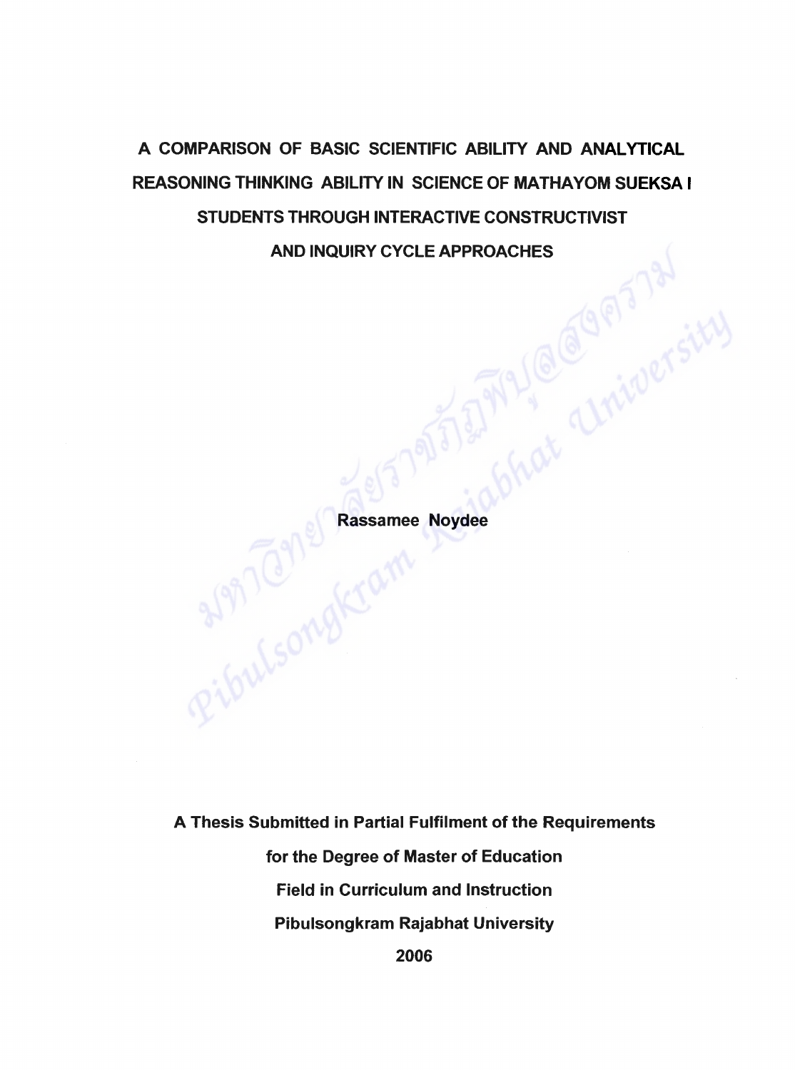# A COMPARISON OF BASIC SCIENTIFIC ABILITY AND ANALYTICAL REASONING THINKING ABILITY IN SCIENCE OF MATHAYOM SUEKSA I STUDENTS THROUGH INTERACTIVE CONSTRUCTIVIST AND INQUIRY CYCLE APPROACHES

**Rassamee Noydee**

**A Thesis Submitted in Partial Fulfilment of the Requirements**

**for the Degree of Master of Education**

**Field in Curriculum and Instruction**

**Pibulsongkram Rajabhat University**

**2006**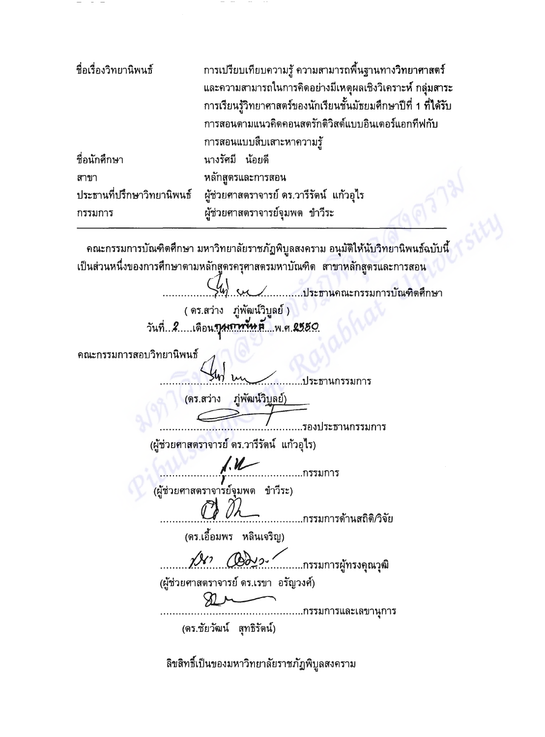| | |
|---|---|
| ชื่อเรื่องวิทยานิพนธ์ | การเปรียบเทียบความรู้ ความสามารถพื้นฐานทางวิทยาศาสตร์ และความสามารถในการคิดอย่างมีเหตุผลเชิงวิเคราะห์ กลุ่มสาระการเรียนรู้วิทยาศาสตร์ของนักเรียนชั้นมัธยมศึกษาปีที่ 1 ที่ได้รับการสอนตามแนวคิดคอนสตรักติวิสต์แบบอินเตอร์แอกทีฟกับการสอนแบบสืบเสาะหาความรู้ |
| ชื่อนักศึกษา | นางรัศมี น้อยดี |
| สาขา | หลักสูตรและการสอน |
| ประธานที่ปรึกษาวิทยานิพนธ์ | ผู้ช่วยศาสตราจารย์ ดร.วารีรัตน์ แก้วอุไร |
| กรรมการ | ผู้ช่วยศาสตราจารย์จุมพต ขำวีระ |

คณะกรรมการบัณฑิตศึกษา มหาวิทยาลัยราชภัฏพิบูลสงคราม อนุมัติให้นับวิทยานิพนธ์ฉบับนี้เป็นส่วนหนึ่งของการศึกษาตามหลักสูตรครุศาสตรมหาบัณฑิต สาขาหลักสูตรและการสอน

..........................................ประธานคณะกรรมการบัณฑิตศึกษา

( ดร.สว่าง ภู่พัฒน์วิบูลย์ )

วันที่...2.....เดือน...กุมภาพันธ์...พ.ศ. 2550

คณะกรรมการสอบวิทยานิพนธ์

..........................................ประธานกรรมการ

(ดร.สว่าง ภู่พัฒน์วิบูลย์)

..........................................รองประธานกรรมการ

(ผู้ช่วยศาสตราจารย์ ดร.วารีรัตน์ แก้วอุไร)

..........................................กรรมการ

(ผู้ช่วยศาสตราจารย์จุมพต ขำวีระ)

..........................................กรรมการด้านสถิติ/วิจัย

(ดร.เอื้อมพร หลินเจริญ)

..........................................กรรมการผู้ทรงคุณวุฒิ

(ผู้ช่วยศาสตราจารย์ ดร.เรขา อรัญวงศ์)

..........................................กรรมการและเลขานุการ

(ดร.ชัยวัฒน์ สุทธิรัตน์)

ลิขสิทธิ์เป็นของมหาวิทยาลัยราชภัฏพิบูลสงคราม